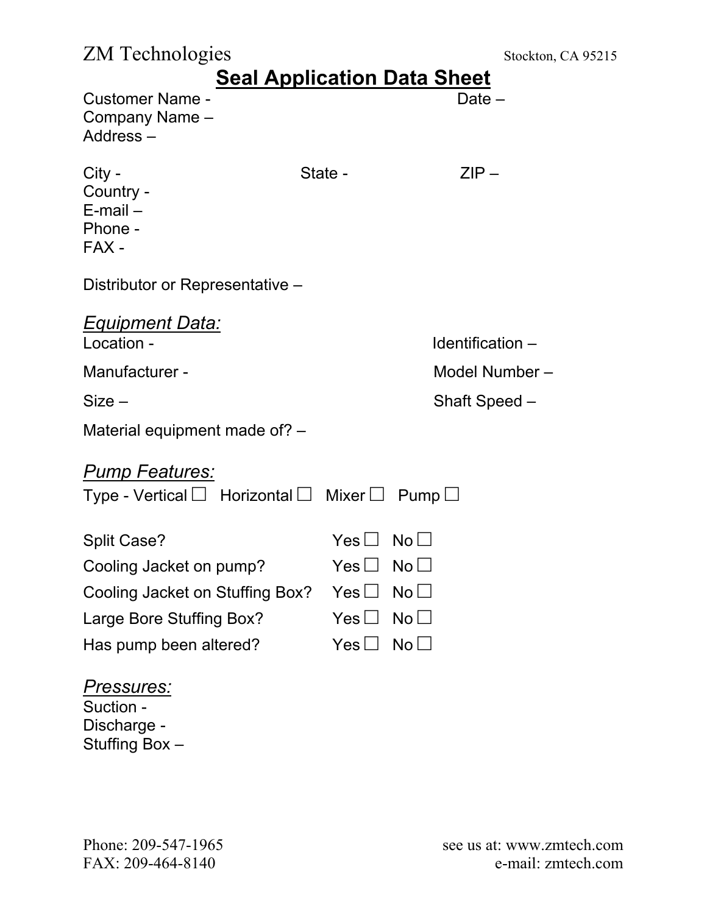ZM Technologies Stockton, CA 95215

# Seal Application Data Sheet

Customer Name - Date –
Company Name –
Address –

City - State - ZIP –
Country -
E-mail –
Phone -
FAX -

Distributor or Representative –

## *Equipment Data:*

Location - Identification –

Manufacturer - Model Number –

Size – Shaft Speed –

Material equipment made of? –

## *Pump Features:*

Type - Vertical ☐ Horizontal ☐ Mixer ☐ Pump ☐

Split Case? Yes ☐ No ☐

Cooling Jacket on pump? Yes ☐ No ☐

Cooling Jacket on Stuffing Box? Yes ☐ No ☐

Large Bore Stuffing Box? Yes ☐ No ☐

Has pump been altered? Yes ☐ No ☐

## *Pressures:*

Suction -
Discharge -
Stuffing Box –

Phone: 209-547-1965 see us at: www.zmtech.com
FAX: 209-464-8140 e-mail: zmtech.com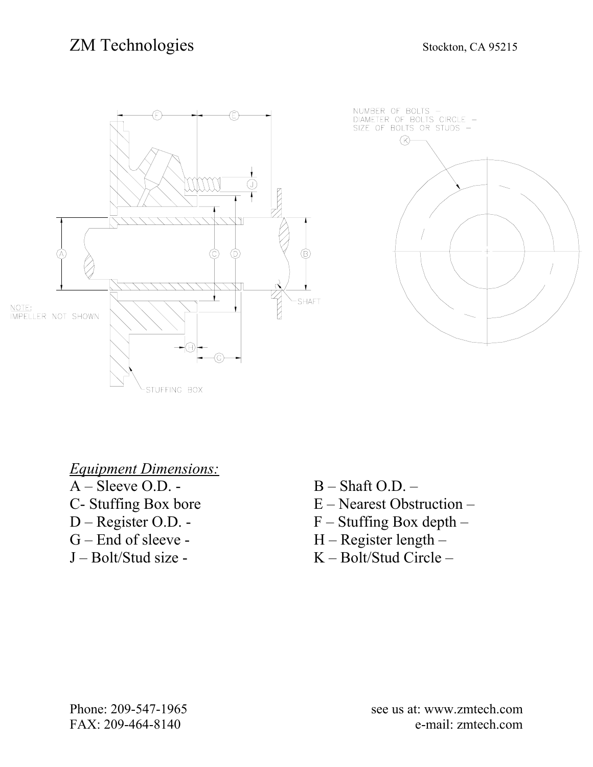ZM Technologies

Stockton, CA 95215

NUMBER OF BOLTS –
DIAMETER OF BOLTS CIRCLE –
SIZE OF BOLTS OR STUDS –

NOTE:
IMPELLER NOT SHOWN

SHAFT

STUFFING BOX

*Equipment Dimensions:*

A – Sleeve O.D. -
C- Stuffing Box bore
D – Register O.D. -
G – End of sleeve -
J – Bolt/Stud size -

B – Shaft O.D. –
E – Nearest Obstruction –
F – Stuffing Box depth –
H – Register length –
K – Bolt/Stud Circle –

Phone: 209-547-1965
FAX: 209-464-8140

see us at: www.zmtech.com
e-mail: zmtech.com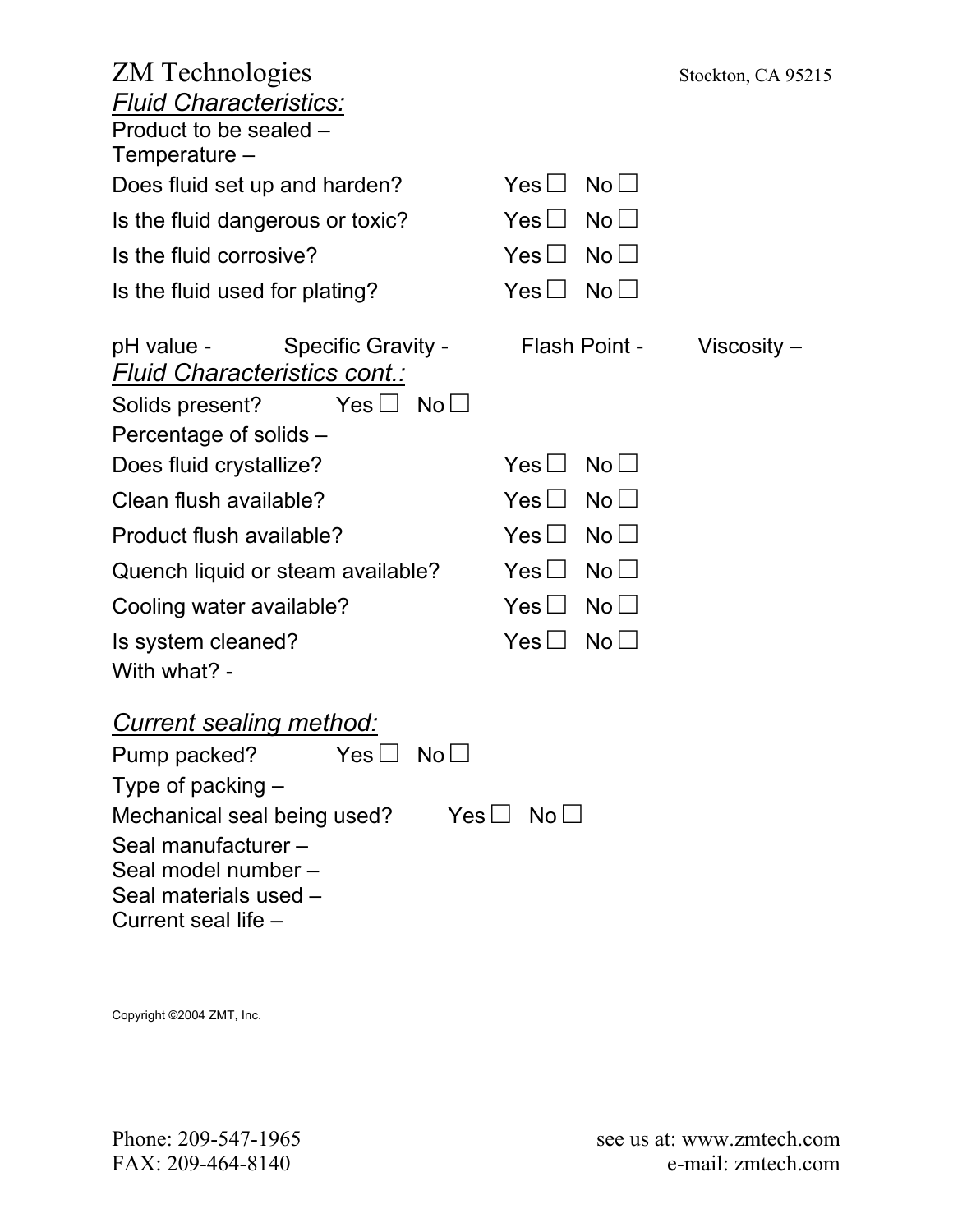ZM Technologies Stockton, CA 95215

## *Fluid Characteristics:*

Product to be sealed –
Temperature –

Does fluid set up and harden? Yes ☐ No ☐

Is the fluid dangerous or toxic? Yes ☐ No ☐

Is the fluid corrosive? Yes ☐ No ☐

Is the fluid used for plating? Yes ☐ No ☐

pH value - Specific Gravity - Flash Point - Viscosity –

## *Fluid Characteristics cont.:*

Solids present? Yes ☐ No ☐

Percentage of solids –

Does fluid crystallize? Yes ☐ No ☐

Clean flush available? Yes ☐ No ☐

Product flush available? Yes ☐ No ☐

Quench liquid or steam available? Yes ☐ No ☐

Cooling water available? Yes ☐ No ☐

Is system cleaned? Yes ☐ No ☐

With what? -

## *Current sealing method:*

Pump packed? Yes ☐ No ☐

Type of packing –

Mechanical seal being used? Yes ☐ No ☐

Seal manufacturer –
Seal model number –
Seal materials used –
Current seal life –

Copyright ©2004 ZMT, Inc.

Phone: 209-547-1965 see us at: www.zmtech.com
FAX: 209-464-8140 e-mail: zmtech.com